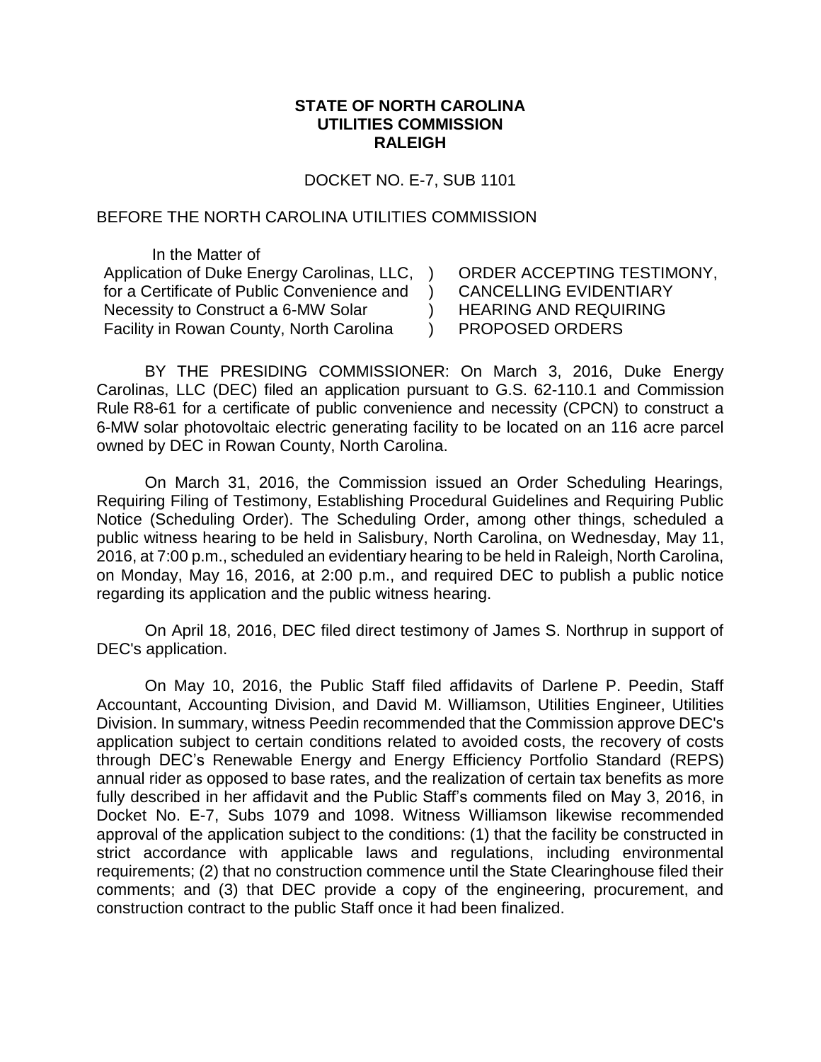**STATE OF NORTH CAROLINA**
**UTILITIES COMMISSION**
**RALEIGH**

DOCKET NO. E-7, SUB 1101

BEFORE THE NORTH CAROLINA UTILITIES COMMISSION

| In the Matter of | | |
|---|---|---|
| Application of Duke Energy Carolinas, LLC, | ) | ORDER ACCEPTING TESTIMONY, |
| for a Certificate of Public Convenience and | ) | CANCELLING EVIDENTIARY |
| Necessity to Construct a 6-MW Solar | ) | HEARING AND REQUIRING |
| Facility in Rowan County, North Carolina | ) | PROPOSED ORDERS |

BY THE PRESIDING COMMISSIONER: On March 3, 2016, Duke Energy Carolinas, LLC (DEC) filed an application pursuant to G.S. 62-110.1 and Commission Rule R8-61 for a certificate of public convenience and necessity (CPCN) to construct a 6-MW solar photovoltaic electric generating facility to be located on an 116 acre parcel owned by DEC in Rowan County, North Carolina.

On March 31, 2016, the Commission issued an Order Scheduling Hearings, Requiring Filing of Testimony, Establishing Procedural Guidelines and Requiring Public Notice (Scheduling Order). The Scheduling Order, among other things, scheduled a public witness hearing to be held in Salisbury, North Carolina, on Wednesday, May 11, 2016, at 7:00 p.m., scheduled an evidentiary hearing to be held in Raleigh, North Carolina, on Monday, May 16, 2016, at 2:00 p.m., and required DEC to publish a public notice regarding its application and the public witness hearing.

On April 18, 2016, DEC filed direct testimony of James S. Northrup in support of DEC's application.

On May 10, 2016, the Public Staff filed affidavits of Darlene P. Peedin, Staff Accountant, Accounting Division, and David M. Williamson, Utilities Engineer, Utilities Division. In summary, witness Peedin recommended that the Commission approve DEC's application subject to certain conditions related to avoided costs, the recovery of costs through DEC's Renewable Energy and Energy Efficiency Portfolio Standard (REPS) annual rider as opposed to base rates, and the realization of certain tax benefits as more fully described in her affidavit and the Public Staff's comments filed on May 3, 2016, in Docket No. E-7, Subs 1079 and 1098. Witness Williamson likewise recommended approval of the application subject to the conditions: (1) that the facility be constructed in strict accordance with applicable laws and regulations, including environmental requirements; (2) that no construction commence until the State Clearinghouse filed their comments; and (3) that DEC provide a copy of the engineering, procurement, and construction contract to the public Staff once it had been finalized.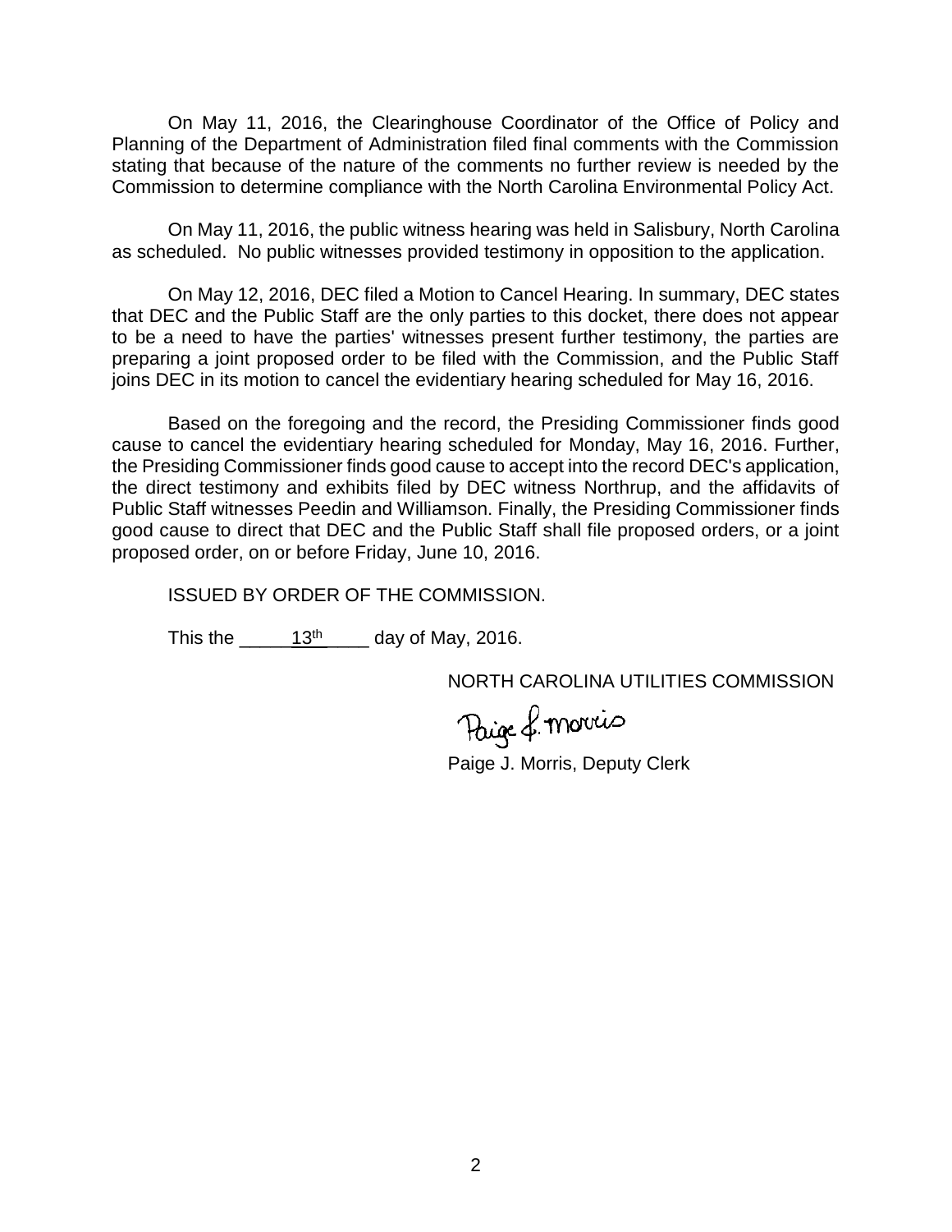On May 11, 2016, the Clearinghouse Coordinator of the Office of Policy and Planning of the Department of Administration filed final comments with the Commission stating that because of the nature of the comments no further review is needed by the Commission to determine compliance with the North Carolina Environmental Policy Act.

On May 11, 2016, the public witness hearing was held in Salisbury, North Carolina as scheduled. No public witnesses provided testimony in opposition to the application.

On May 12, 2016, DEC filed a Motion to Cancel Hearing. In summary, DEC states that DEC and the Public Staff are the only parties to this docket, there does not appear to be a need to have the parties' witnesses present further testimony, the parties are preparing a joint proposed order to be filed with the Commission, and the Public Staff joins DEC in its motion to cancel the evidentiary hearing scheduled for May 16, 2016.

Based on the foregoing and the record, the Presiding Commissioner finds good cause to cancel the evidentiary hearing scheduled for Monday, May 16, 2016. Further, the Presiding Commissioner finds good cause to accept into the record DEC's application, the direct testimony and exhibits filed by DEC witness Northrup, and the affidavits of Public Staff witnesses Peedin and Williamson. Finally, the Presiding Commissioner finds good cause to direct that DEC and the Public Staff shall file proposed orders, or a joint proposed order, on or before Friday, June 10, 2016.

ISSUED BY ORDER OF THE COMMISSION.

This the \_\_\_\_\_13th\_\_\_\_\_ day of May, 2016.

NORTH CAROLINA UTILITIES COMMISSION

Paige J. Morris

Paige J. Morris, Deputy Clerk